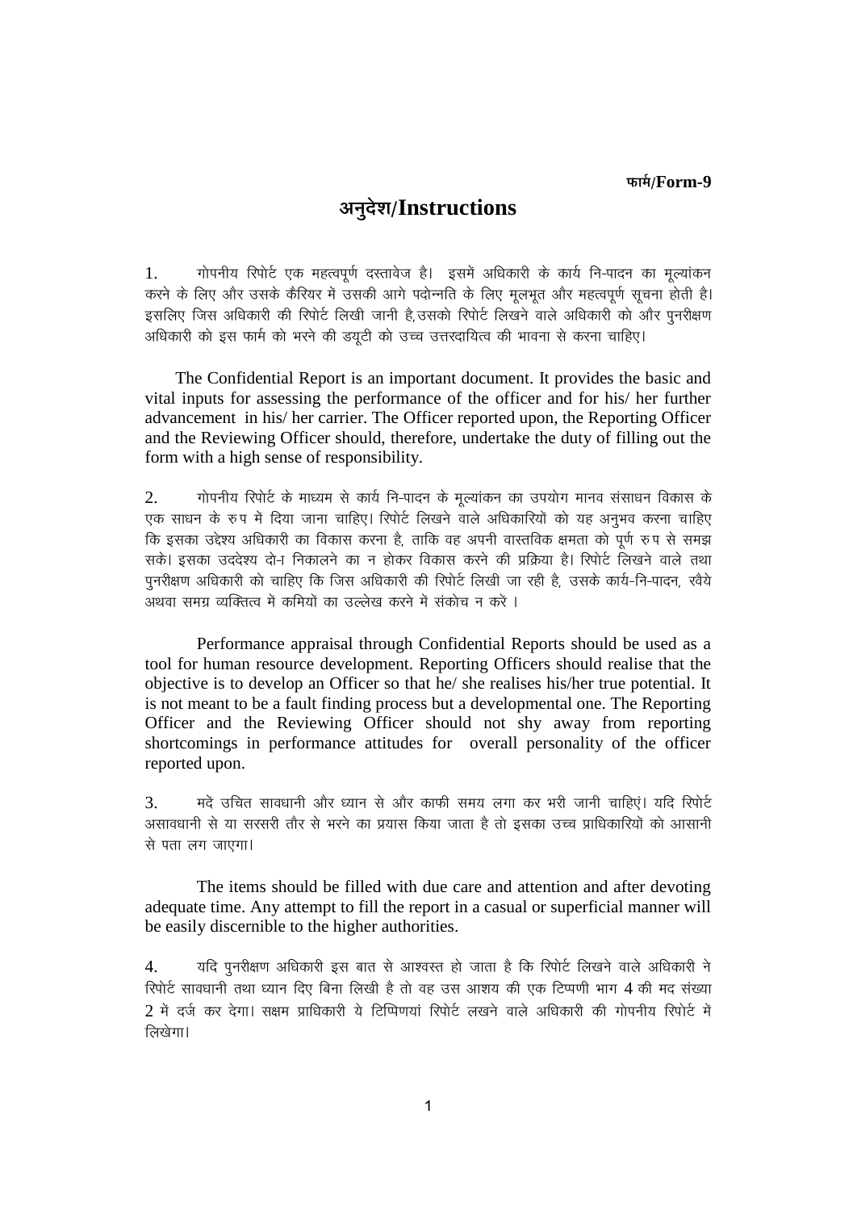फार्म/Form-9

# अनुदेश/Instructions

1. गोपनीय रिपोर्ट एक महत्वपूर्ण दस्तावेज है। इसमें अधिकारी के कार्य नि-पादन का मूल्यांकन करने के लिए और उसके कैरियर में उसकी आगे पदोन्नति के लिए मूलभूत और महत्वपूर्ण सूचना होती है। इसलिए जिस अधिकारी की रिपोर्ट लिखी जानी है,उसको रिपोर्ट लिखने वाले अधिकारी को और पुनरीक्षण अधिकारी को इस फार्म को भरने की डयूटी को उच्च उत्तरदायित्व की भावना से करना चाहिए।

The Confidential Report is an important document. It provides the basic and vital inputs for assessing the performance of the officer and for his/ her further advancement in his/ her carrier. The Officer reported upon, the Reporting Officer and the Reviewing Officer should, therefore, undertake the duty of filling out the form with a high sense of responsibility.

2. गोपनीय रिपोर्ट के माध्यम से कार्य नि-पादन के मूल्यांकन का उपयोग मानव संसाधन विकास के एक साधन के रुप में दिया जाना चाहिए। रिपोर्ट लिखने वाले अधिकारियों को यह अनुभव करना चाहिए कि इसका उद्देश्य अधिकारी का विकास करना है, ताकि वह अपनी वास्तविक क्षमता को पूर्ण रुप से समझ सके। इसका उददेश्य दो-ा निकालने का न होकर विकास करने की प्रक्रिया है। रिपोर्ट लिखने वाले तथा पुनरीक्षण अधिकारी को चाहिए कि जिस अधिकारी की रिपोर्ट लिखी जा रही है, उसके कार्य-नि-पादन, रवैये अथवा समग्र व्यक्तित्व में कमियों का उल्लेख करने में संकोच न करें ।

Performance appraisal through Confidential Reports should be used as a tool for human resource development. Reporting Officers should realise that the objective is to develop an Officer so that he/ she realises his/her true potential. It is not meant to be a fault finding process but a developmental one. The Reporting Officer and the Reviewing Officer should not shy away from reporting shortcomings in performance attitudes for overall personality of the officer reported upon.

3. मदें उचित सावधानी और ध्यान से और काफी समय लगा कर भरी जानी चाहिएं। यदि रिपोर्ट असावधानी से या सरसरी तौर से भरने का प्रयास किया जाता है तो इसका उच्च प्राधिकारियों को आसानी से पता लग जाएगा।

The items should be filled with due care and attention and after devoting adequate time. Any attempt to fill the report in a casual or superficial manner will be easily discernible to the higher authorities.

4. यदि पुनरीक्षण अधिकारी इस बात से आश्वस्त हो जाता है कि रिपोर्ट लिखने वाले अधिकारी ने रिपोर्ट सावधानी तथा ध्यान दिए बिना लिखी है तो वह उस आशय की एक टिप्पणी भाग 4 की मद संख्या 2 में दर्ज कर देगा। सक्षम प्राधिकारी ये टिप्पिणयां रिपोर्ट लखने वाले अधिकारी की गोपनीय रिपोर्ट में लिखेगा।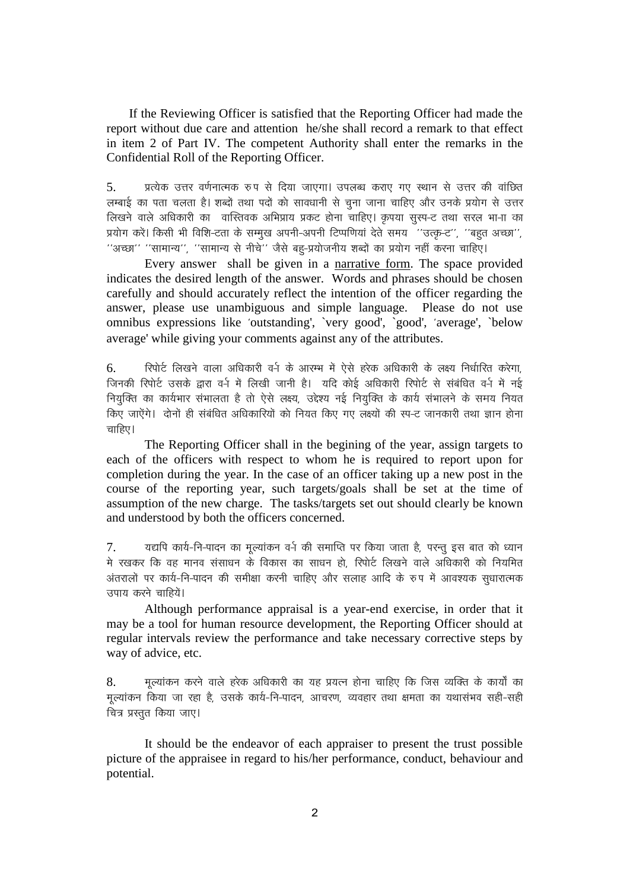If the Reviewing Officer is satisfied that the Reporting Officer had made the report without due care and attention he/she shall record a remark to that effect in item 2 of Part IV. The competent Authority shall enter the remarks in the Confidential Roll of the Reporting Officer.

5. प्रत्येक उत्तर वर्णनात्मक रुप से दिया जाएगा। उपलब्ध कराए गए स्थान से उत्तर की वांछित लम्बाई का पता चलता है। शब्दों तथा पदों को सावधानी से चुना जाना चाहिए और उनके प्रयोग से उत्तर लिखने वाले अधिकारी का वास्तविक अभिप्राय प्रकट होना चाहिए। कृपया सुस्पष्ट तथा सरल भाषा का प्रयोग करें। किसी भी विशिष्टता के सम्मुख अपनी-अपनी टिप्पणियां देते समय ''उत्कृष्ट'', ''बहुत अच्छा'', ''अच्छा'' ''सामान्य'', ''सामान्य से नीचे'' जैसे बहु-प्रयोजनीय शब्दों का प्रयोग नहीं करना चाहिए।

Every answer shall be given in a narrative form. The space provided indicates the desired length of the answer. Words and phrases should be chosen carefully and should accurately reflect the intention of the officer regarding the answer, please use unambiguous and simple language. Please do not use omnibus expressions like 'outstanding', `very good', `good', 'average', `below average' while giving your comments against any of the attributes.

6. रिपोर्ट लिखने वाला अधिकारी वर्ष के आरम्भ में ऐसे हरेक अधिकारी के लक्ष्य निर्धारित करेगा, जिनकी रिपोर्ट उसके द्वारा वर्ष में लिखी जानी है। यदि कोई अधिकारी रिपोर्ट से संबंधित वर्ष में नई नियुक्ति का कार्यभार संभालता है तो ऐसे लक्ष्य, उद्देश्य नई नियुक्ति के कार्य संभालने के समय नियत किए जाऐंगे। दोनों ही संबंधित अधिकारियों को नियत किए गए लक्ष्यों की स्पष्ट जानकारी तथा ज्ञान होना चाहिए।

The Reporting Officer shall in the begining of the year, assign targets to each of the officers with respect to whom he is required to report upon for completion during the year. In the case of an officer taking up a new post in the course of the reporting year, such targets/goals shall be set at the time of assumption of the new charge. The tasks/targets set out should clearly be known and understood by both the officers concerned.

7. यद्यपि कार्य-निष्पादन का मूल्यांकन वर्ष की समाप्ति पर किया जाता है, परन्तु इस बात को ध्यान मे रखकर कि वह मानव संसाधन के विकास का साधन हो, रिपोर्ट लिखने वाले अधिकारी को नियमित अंतरालों पर कार्य-निष्पादन की समीक्षा करनी चाहिए और सलाह आदि के रुप में आवश्यक सुधारात्मक उपाय करने चाहियें।

Although performance appraisal is a year-end exercise, in order that it may be a tool for human resource development, the Reporting Officer should at regular intervals review the performance and take necessary corrective steps by way of advice, etc.

8. मूल्यांकन करने वाले हरेक अधिकारी का यह प्रयत्न होना चाहिए कि जिस व्यक्ति के कार्यों का मूल्यांकन किया जा रहा है, उसके कार्य-निष्पादन, आचरण, व्यवहार तथा क्षमता का यथासंभव सही-सही चित्र प्रस्तुत किया जाए।

It should be the endeavor of each appraiser to present the trust possible picture of the appraisee in regard to his/her performance, conduct, behaviour and potential.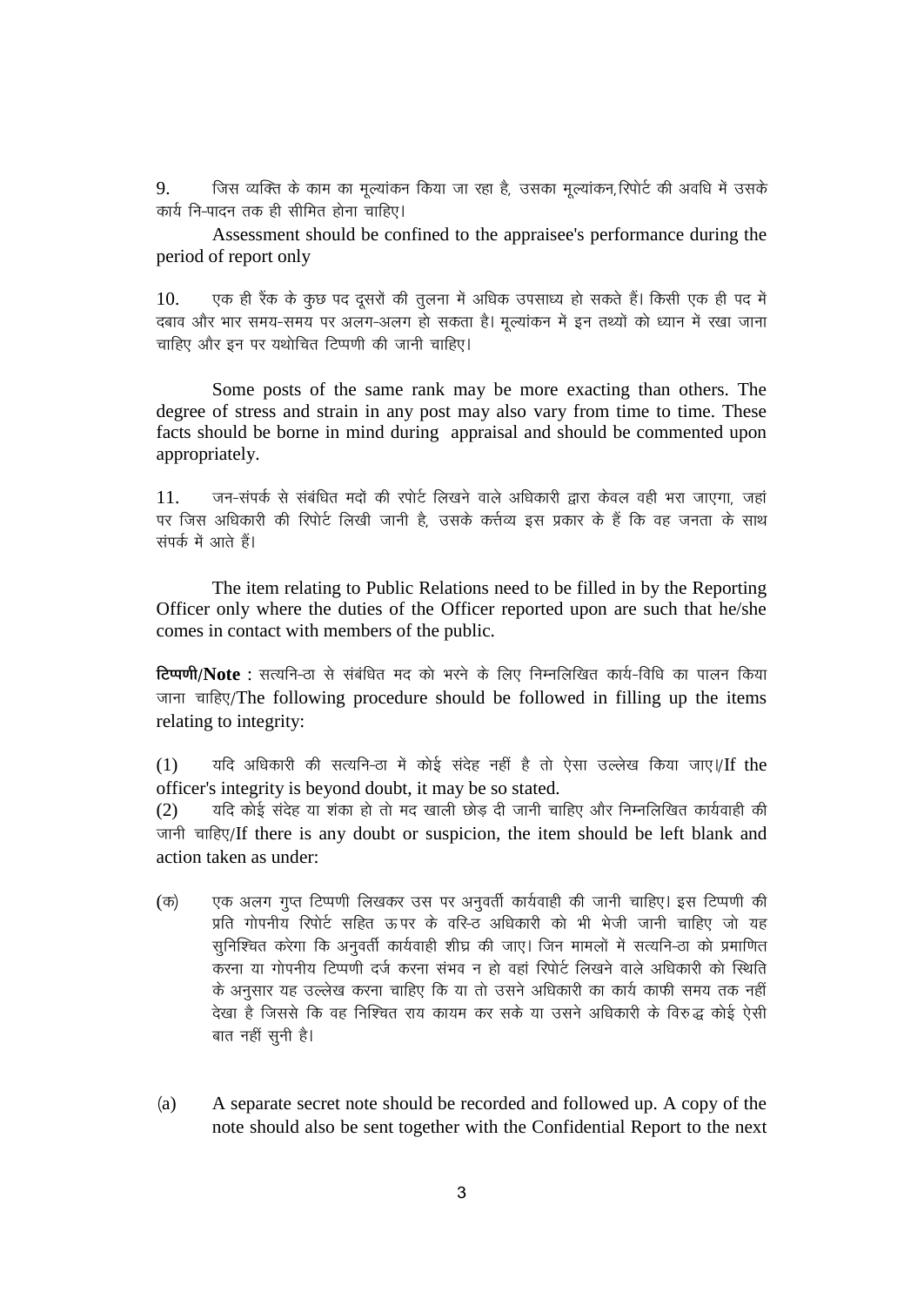9. जिस व्यक्ति के काम का मूल्यांकन किया जा रहा है, उसका मूल्यांकन,रिपोर्ट की अवधि में उसके कार्य नि-पादन तक ही सीमित होना चाहिए।

Assessment should be confined to the appraisee's performance during the period of report only

10. एक ही रैंक के कुछ पद दूसरों की तुलना में अधिक उपसाध्य हो सकते हैं। किसी एक ही पद में दबाव और भार समय-समय पर अलग-अलग हो सकता है। मूल्यांकन में इन तथ्यों को ध्यान में रखा जाना चाहिए और इन पर यथोचित टिप्पणी की जानी चाहिए।

Some posts of the same rank may be more exacting than others. The degree of stress and strain in any post may also vary from time to time. These facts should be borne in mind during appraisal and should be commented upon appropriately.

11. जन-संपर्क से संबंधित मदों की रपोर्ट लिखने वाले अधिकारी द्वारा केवल वही भरा जाएगा, जहां पर जिस अधिकारी की रिपोर्ट लिखी जानी है, उसके कर्त्तव्य इस प्रकार के हैं कि वह जनता के साथ संपर्क में आते हैं।

The item relating to Public Relations need to be filled in by the Reporting Officer only where the duties of the Officer reported upon are such that he/she comes in contact with members of the public.

**टिप्पणी/Note** : सत्यनि-ठा से संबंधित मद को भरने के लिए निम्नलिखित कार्य-विधि का पालन किया जाना चाहिए/The following procedure should be followed in filling up the items relating to integrity:

(1) यदि अधिकारी की सत्यनि-ठा में कोई संदेह नहीं है तो ऐसा उल्लेख किया जाए।/If the officer's integrity is beyond doubt, it may be so stated.

(2) यदि कोई संदेह या शंका हो तो मद खाली छोड़ दी जानी चाहिए और निम्नलिखित कार्यवाही की जानी चाहिए/If there is any doubt or suspicion, the item should be left blank and action taken as under:

(क) एक अलग गुप्त टिप्पणी लिखकर उस पर अनुवर्ती कार्यवाही की जानी चाहिए। इस टिप्पणी की प्रति गोपनीय रिपोर्ट सहित ऊपर के वरि-ठ अधिकारी को भी भेजी जानी चाहिए जो यह सुनिश्चित करेगा कि अनुवर्ती कार्यवाही शीघ्र की जाए। जिन मामलों में सत्यनि-ठा को प्रमाणित करना या गोपनीय टिप्पणी दर्ज करना संभव न हो वहां रिपोर्ट लिखने वाले अधिकारी को स्थिति के अनुसार यह उल्लेख करना चाहिए कि या तो उसने अधिकारी का कार्य काफी समय तक नहीं देखा है जिससे कि वह निश्चित राय कायम कर सके या उसने अधिकारी के विरुद्ध कोई ऐसी बात नहीं सुनी है।

(a) A separate secret note should be recorded and followed up. A copy of the note should also be sent together with the Confidential Report to the next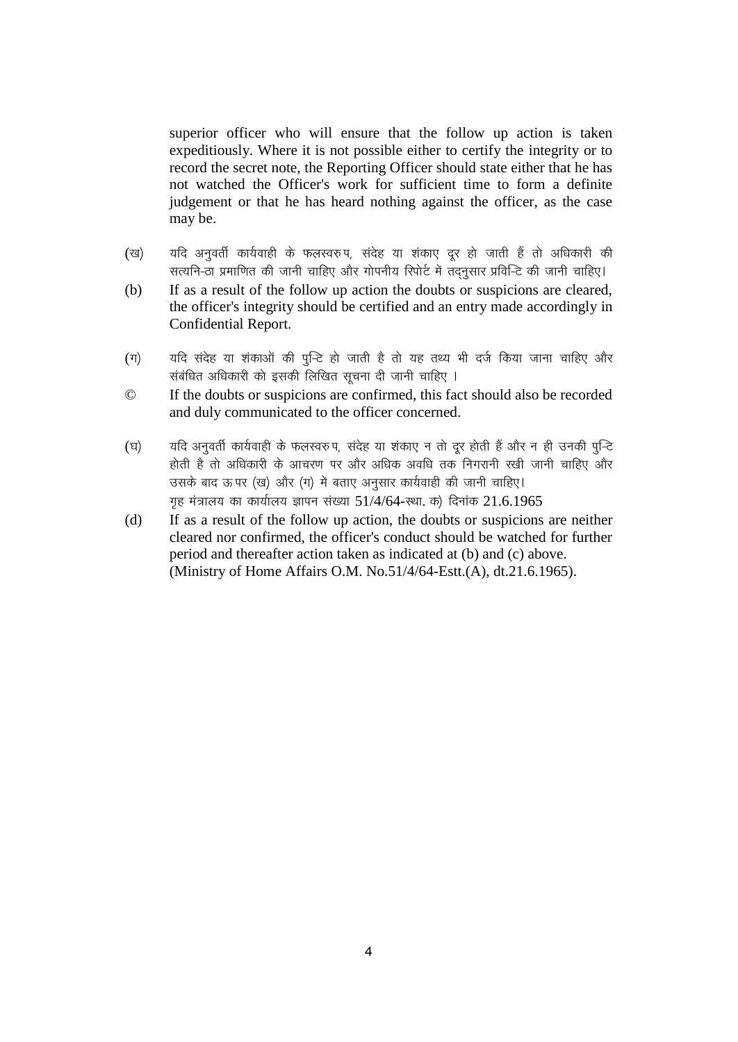superior officer who will ensure that the follow up action is taken expeditiously. Where it is not possible either to certify the integrity or to record the secret note, the Reporting Officer should state either that he has not watched the Officer's work for sufficient time to form a definite judgement or that he has heard nothing against the officer, as the case may be.

(ख) यदि अनुवर्ती कार्यवाही के फलस्वरुप, संदेह या शंकाए दूर हो जाती हैं तो अधिकारी की सत्यनि-ठा प्रमाणित की जानी चाहिए और गोपनीय रिपोर्ट में तद्नुसार प्रवि-टि की जानी चाहिए।

(b) If as a result of the follow up action the doubts or suspicions are cleared, the officer's integrity should be certified and an entry made accordingly in Confidential Report.

(ग) यदि संदेह या शंकाओं की पु-टि हो जाती है तो यह तथ्य भी दर्ज किया जाना चाहिए और संबंधित अधिकारी को इसकी लिखित सूचना दी जानी चाहिए ।

© If the doubts or suspicions are confirmed, this fact should also be recorded and duly communicated to the officer concerned.

(घ) यदि अनुवर्ती कार्यवाही के फलस्वरुप, संदेह या शंकाए न तो दूर होती हैं और न ही उनकी पु-टि होती है तो अधिकारी के आचरण पर और अधिक अवधि तक निगरानी रखी जानी चाहिए और उसके बाद ऊपर (ख) और (ग) में बताए अनुसार कार्यवाही की जानी चाहिए।
गृह मंत्रालय का कार्यालय ज्ञापन संख्या 51/4/64-स्था. क) दिनांक 21.6.1965

(d) If as a result of the follow up action, the doubts or suspicions are neither cleared nor confirmed, the officer's conduct should be watched for further period and thereafter action taken as indicated at (b) and (c) above.
(Ministry of Home Affairs O.M. No.51/4/64-Estt.(A), dt.21.6.1965).